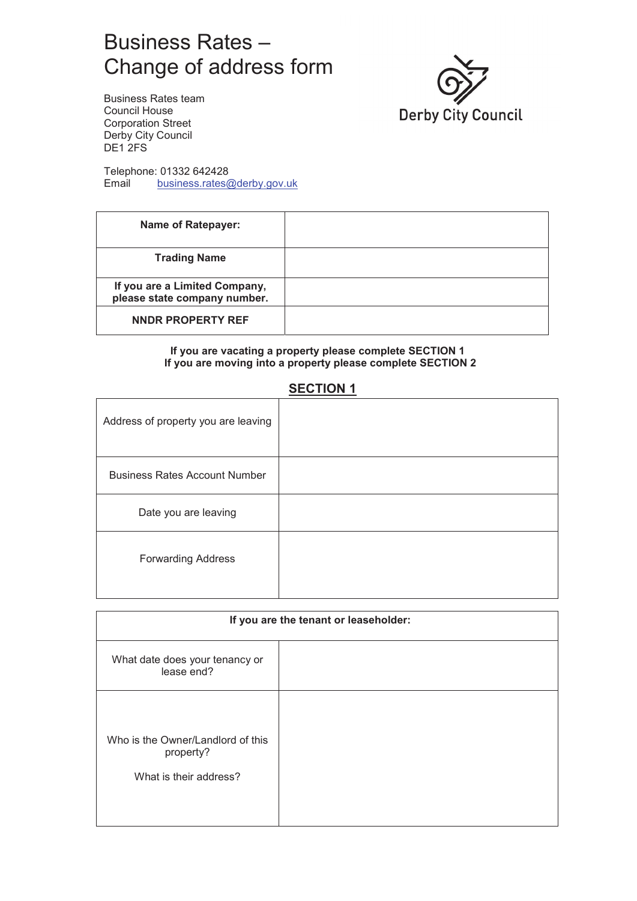# Business Rates – Change of address form

Business Rates team
Council House
Corporation Street
Derby City Council
DE1 2FS

Derby City Council

Telephone: 01332 642428
Email business.rates@derby.gov.uk

| **Name of Ratepayer:** | |
|---|---|
| **Trading Name** | |
| **If you are a Limited Company, please state company number.** | |
| **NNDR PROPERTY REF** | |

**If you are vacating a property please complete SECTION 1**
**If you are moving into a property please complete SECTION 2**

## SECTION 1

| Address of property you are leaving | |
|---|---|
| Business Rates Account Number | |
| Date you are leaving | |
| Forwarding Address | |

| **If you are the tenant or leaseholder:** | |
|---|---|
| What date does your tenancy or lease end? | |
| Who is the Owner/Landlord of this property? What is their address? | |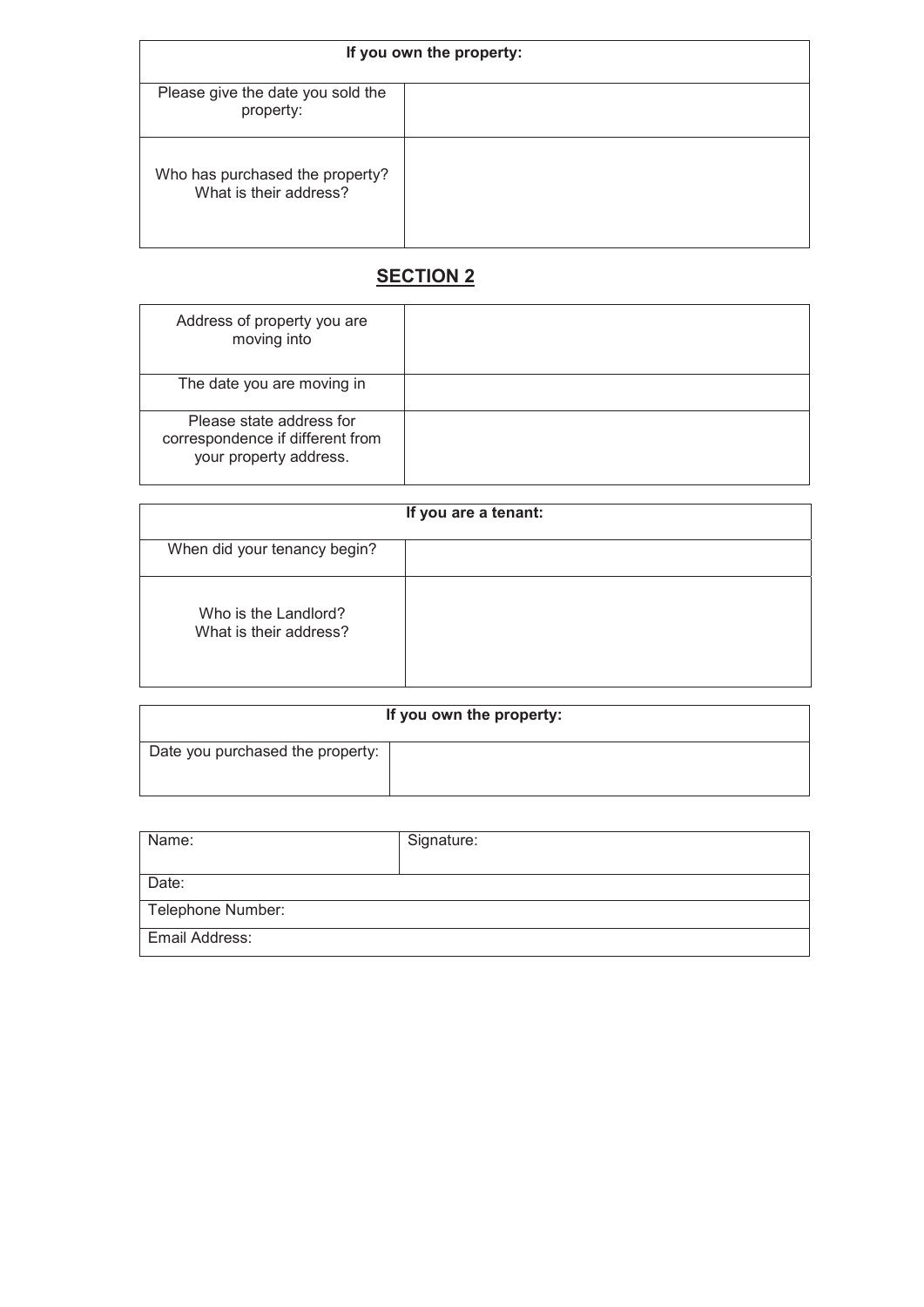| If you own the property: | |
|---|---|
| Please give the date you sold the property: | |
| Who has purchased the property? What is their address? | |

## SECTION 2

| Address of property you are moving into | |
|---|---|
| The date you are moving in | |
| Please state address for correspondence if different from your property address. | |

| If you are a tenant: | |
|---|---|
| When did your tenancy begin? | |
| Who is the Landlord? What is their address? | |

| If you own the property: | |
|---|---|
| Date you purchased the property: | |

| Name: | Signature: |
|---|---|
| Date: | |
| Telephone Number: | |
| Email Address: | |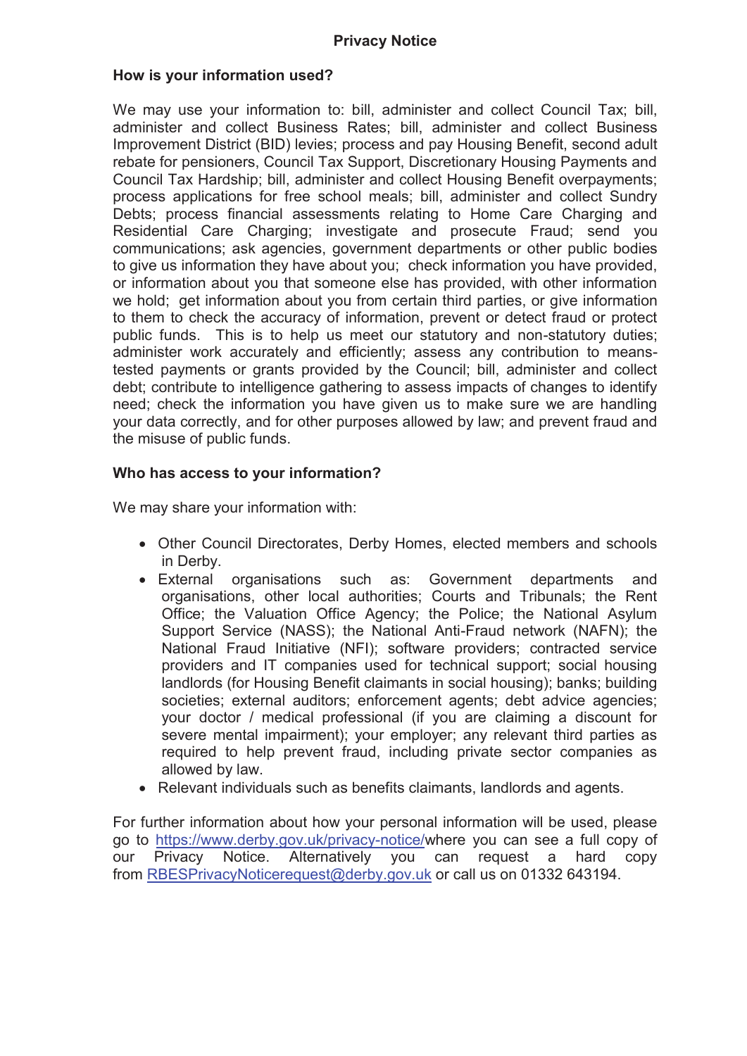# Privacy Notice

## How is your information used?

We may use your information to: bill, administer and collect Council Tax; bill, administer and collect Business Rates; bill, administer and collect Business Improvement District (BID) levies; process and pay Housing Benefit, second adult rebate for pensioners, Council Tax Support, Discretionary Housing Payments and Council Tax Hardship; bill, administer and collect Housing Benefit overpayments; process applications for free school meals; bill, administer and collect Sundry Debts; process financial assessments relating to Home Care Charging and Residential Care Charging; investigate and prosecute Fraud; send you communications; ask agencies, government departments or other public bodies to give us information they have about you; check information you have provided, or information about you that someone else has provided, with other information we hold; get information about you from certain third parties, or give information to them to check the accuracy of information, prevent or detect fraud or protect public funds. This is to help us meet our statutory and non-statutory duties; administer work accurately and efficiently; assess any contribution to means-tested payments or grants provided by the Council; bill, administer and collect debt; contribute to intelligence gathering to assess impacts of changes to identify need; check the information you have given us to make sure we are handling your data correctly, and for other purposes allowed by law; and prevent fraud and the misuse of public funds.

## Who has access to your information?

We may share your information with:

- Other Council Directorates, Derby Homes, elected members and schools in Derby.
- External organisations such as: Government departments and organisations, other local authorities; Courts and Tribunals; the Rent Office; the Valuation Office Agency; the Police; the National Asylum Support Service (NASS); the National Anti-Fraud network (NAFN); the National Fraud Initiative (NFI); software providers; contracted service providers and IT companies used for technical support; social housing landlords (for Housing Benefit claimants in social housing); banks; building societies; external auditors; enforcement agents; debt advice agencies; your doctor / medical professional (if you are claiming a discount for severe mental impairment); your employer; any relevant third parties as required to help prevent fraud, including private sector companies as allowed by law.
- Relevant individuals such as benefits claimants, landlords and agents.

For further information about how your personal information will be used, please go to https://www.derby.gov.uk/privacy-notice/where you can see a full copy of our Privacy Notice. Alternatively you can request a hard copy from RBESPrivacyNoticerequest@derby.gov.uk or call us on 01332 643194.